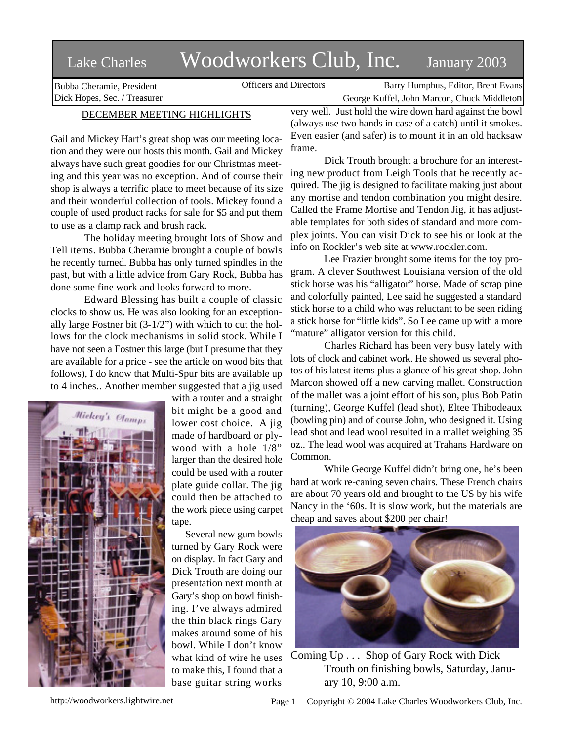# Lake Charles Woodworkers Club, Inc. January 2003

Bubba Cheramie, President
Dick Hopes, Sec. / Treasurer

Officers and Directors

Barry Humphus, Editor, Brent Evans
George Kuffel, John Marcon, Chuck Middleton

## DECEMBER MEETING HIGHLIGHTS

Gail and Mickey Hart's great shop was our meeting location and they were our hosts this month. Gail and Mickey always have such great goodies for our Christmas meeting and this year was no exception. And of course their shop is always a terrific place to meet because of its size and their wonderful collection of tools. Mickey found a couple of used product racks for sale for $5 and put them to use as a clamp rack and brush rack.

The holiday meeting brought lots of Show and Tell items. Bubba Cheramie brought a couple of bowls he recently turned. Bubba has only turned spindles in the past, but with a little advice from Gary Rock, Bubba has done some fine work and looks forward to more.

Edward Blessing has built a couple of classic clocks to show us. He was also looking for an exceptionally large Fostner bit (3-1/2") with which to cut the hollows for the clock mechanisms in solid stock. While I have not seen a Fostner this large (but I presume that they are available for a price - see the article on wood bits that follows), I do know that Multi-Spur bits are available up to 4 inches.. Another member suggested that a jig used with a router and a straight bit might be a good and lower cost choice. A jig made of hardboard or plywood with a hole 1/8" larger than the desired hole could be used with a router plate guide collar. The jig could then be attached to the work piece using carpet tape.

Several new gum bowls turned by Gary Rock were on display. In fact Gary and Dick Trouth are doing our presentation next month at Gary's shop on bowl finishing. I've always admired the thin black rings Gary makes around some of his bowl. While I don't know what kind of wire he uses to make this, I found that a base guitar string works very well. Just hold the wire down hard against the bowl (always use two hands in case of a catch) until it smokes. Even easier (and safer) is to mount it in an old hacksaw frame.

Dick Trouth brought a brochure for an interesting new product from Leigh Tools that he recently acquired. The jig is designed to facilitate making just about any mortise and tendon combination you might desire. Called the Frame Mortise and Tendon Jig, it has adjustable templates for both sides of standard and more complex joints. You can visit Dick to see his or look at the info on Rockler's web site at www.rockler.com.

Lee Frazier brought some items for the toy program. A clever Southwest Louisiana version of the old stick horse was his "alligator" horse. Made of scrap pine and colorfully painted, Lee said he suggested a standard stick horse to a child who was reluctant to be seen riding a stick horse for "little kids". So Lee came up with a more "mature" alligator version for this child.

Charles Richard has been very busy lately with lots of clock and cabinet work. He showed us several photos of his latest items plus a glance of his great shop. John Marcon showed off a new carving mallet. Construction of the mallet was a joint effort of his son, plus Bob Patin (turning), George Kuffel (lead shot), Eltee Thibodeaux (bowling pin) and of course John, who designed it. Using lead shot and lead wool resulted in a mallet weighing 35 oz.. The lead wool was acquired at Trahans Hardware on Common.

While George Kuffel didn't bring one, he's been hard at work re-caning seven chairs. These French chairs are about 70 years old and brought to the US by his wife Nancy in the '60s. It is slow work, but the materials are cheap and saves about $200 per chair!

Coming Up . . . Shop of Gary Rock with Dick Trouth on finishing bowls, Saturday, January 10, 9:00 a.m.

http://woodworkers.lightwire.net

Copyright © 2004 Lake Charles Woodworkers Club, Inc.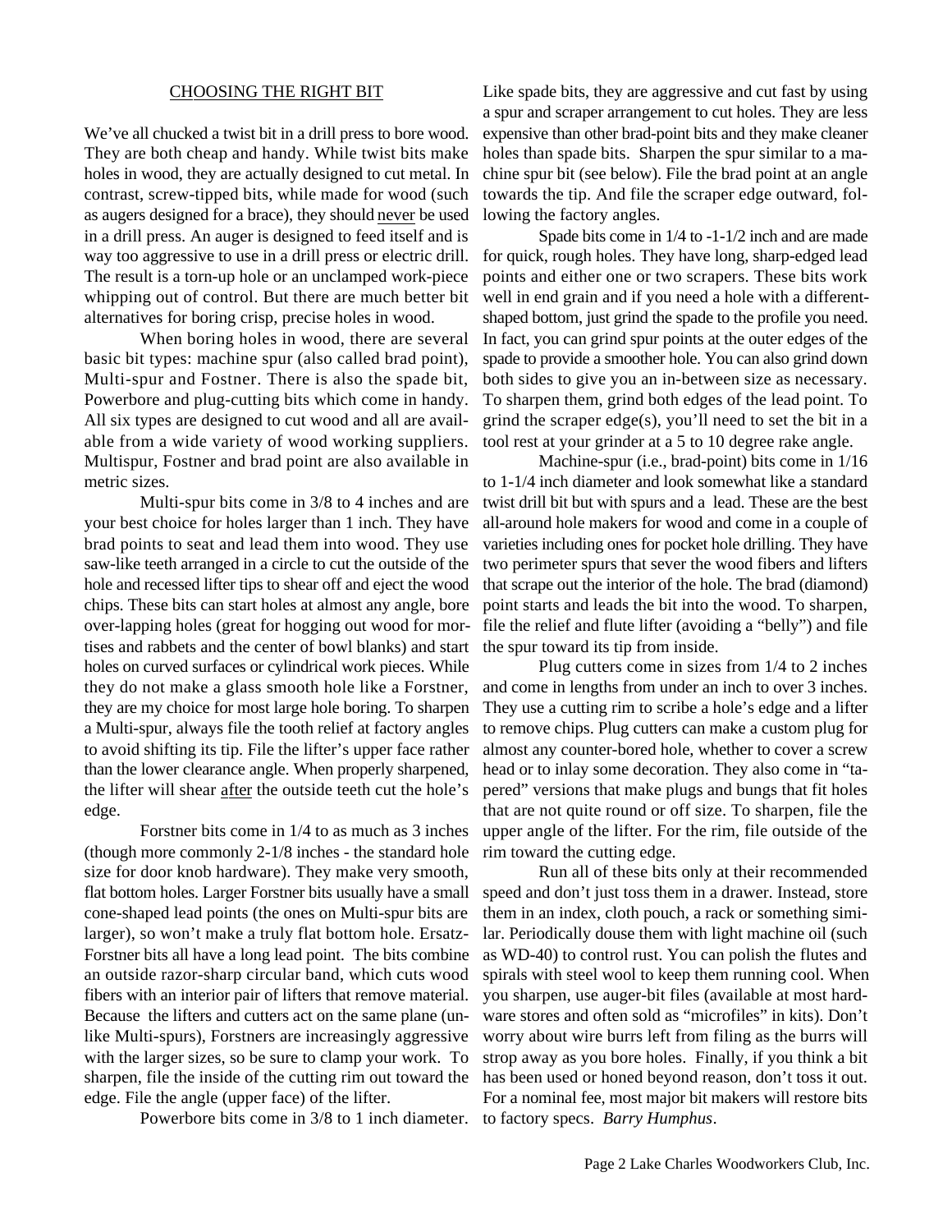## CHOOSING THE RIGHT BIT

We've all chucked a twist bit in a drill press to bore wood. They are both cheap and handy. While twist bits make holes in wood, they are actually designed to cut metal. In contrast, screw-tipped bits, while made for wood (such as augers designed for a brace), they should never be used in a drill press. An auger is designed to feed itself and is way too aggressive to use in a drill press or electric drill. The result is a torn-up hole or an unclamped work-piece whipping out of control. But there are much better bit alternatives for boring crisp, precise holes in wood.

When boring holes in wood, there are several basic bit types: machine spur (also called brad point), Multi-spur and Fostner. There is also the spade bit, Powerbore and plug-cutting bits which come in handy. All six types are designed to cut wood and all are available from a wide variety of wood working suppliers. Multispur, Fostner and brad point are also available in metric sizes.

Multi-spur bits come in 3/8 to 4 inches and are your best choice for holes larger than 1 inch. They have brad points to seat and lead them into wood. They use saw-like teeth arranged in a circle to cut the outside of the hole and recessed lifter tips to shear off and eject the wood chips. These bits can start holes at almost any angle, bore over-lapping holes (great for hogging out wood for mortises and rabbets and the center of bowl blanks) and start holes on curved surfaces or cylindrical work pieces. While they do not make a glass smooth hole like a Forstner, they are my choice for most large hole boring. To sharpen a Multi-spur, always file the tooth relief at factory angles to avoid shifting its tip. File the lifter's upper face rather than the lower clearance angle. When properly sharpened, the lifter will shear after the outside teeth cut the hole's edge.

Forstner bits come in 1/4 to as much as 3 inches (though more commonly 2-1/8 inches - the standard hole size for door knob hardware). They make very smooth, flat bottom holes. Larger Forstner bits usually have a small cone-shaped lead points (the ones on Multi-spur bits are larger), so won't make a truly flat bottom hole. Ersatz-Forstner bits all have a long lead point. The bits combine an outside razor-sharp circular band, which cuts wood fibers with an interior pair of lifters that remove material. Because the lifters and cutters act on the same plane (unlike Multi-spurs), Forstners are increasingly aggressive with the larger sizes, so be sure to clamp your work. To sharpen, file the inside of the cutting rim out toward the edge. File the angle (upper face) of the lifter.

Powerbore bits come in 3/8 to 1 inch diameter. Like spade bits, they are aggressive and cut fast by using a spur and scraper arrangement to cut holes. They are less expensive than other brad-point bits and they make cleaner holes than spade bits. Sharpen the spur similar to a machine spur bit (see below). File the brad point at an angle towards the tip. And file the scraper edge outward, following the factory angles.

Spade bits come in 1/4 to -1-1/2 inch and are made for quick, rough holes. They have long, sharp-edged lead points and either one or two scrapers. These bits work well in end grain and if you need a hole with a different-shaped bottom, just grind the spade to the profile you need. In fact, you can grind spur points at the outer edges of the spade to provide a smoother hole. You can also grind down both sides to give you an in-between size as necessary. To sharpen them, grind both edges of the lead point. To grind the scraper edge(s), you'll need to set the bit in a tool rest at your grinder at a 5 to 10 degree rake angle.

Machine-spur (i.e., brad-point) bits come in 1/16 to 1-1/4 inch diameter and look somewhat like a standard twist drill bit but with spurs and a lead. These are the best all-around hole makers for wood and come in a couple of varieties including ones for pocket hole drilling. They have two perimeter spurs that sever the wood fibers and lifters that scrape out the interior of the hole. The brad (diamond) point starts and leads the bit into the wood. To sharpen, file the relief and flute lifter (avoiding a "belly") and file the spur toward its tip from inside.

Plug cutters come in sizes from 1/4 to 2 inches and come in lengths from under an inch to over 3 inches. They use a cutting rim to scribe a hole's edge and a lifter to remove chips. Plug cutters can make a custom plug for almost any counter-bored hole, whether to cover a screw head or to inlay some decoration. They also come in "tapered" versions that make plugs and bungs that fit holes that are not quite round or off size. To sharpen, file the upper angle of the lifter. For the rim, file outside of the rim toward the cutting edge.

Run all of these bits only at their recommended speed and don't just toss them in a drawer. Instead, store them in an index, cloth pouch, a rack or something similar. Periodically douse them with light machine oil (such as WD-40) to control rust. You can polish the flutes and spirals with steel wool to keep them running cool. When you sharpen, use auger-bit files (available at most hardware stores and often sold as "microfiles" in kits). Don't worry about wire burrs left from filing as the burrs will strop away as you bore holes. Finally, if you think a bit has been used or honed beyond reason, don't toss it out. For a nominal fee, most major bit makers will restore bits to factory specs. *Barry Humphus*.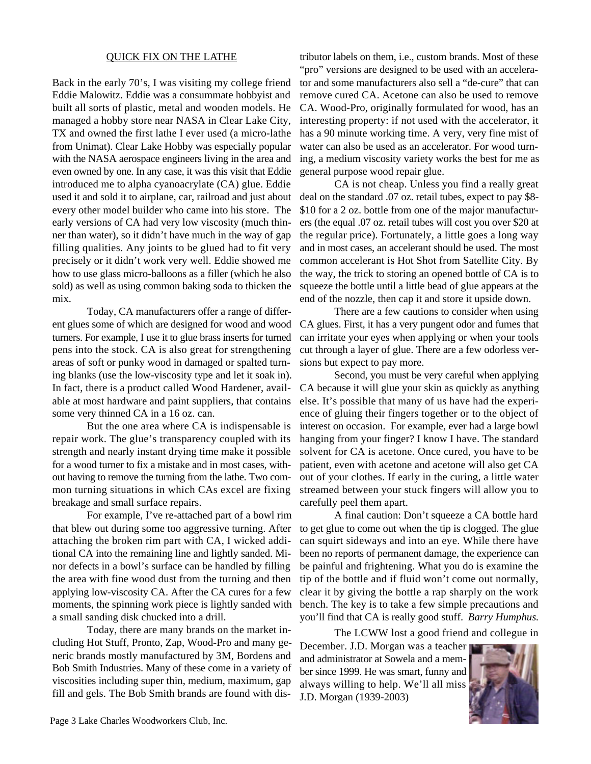## QUICK FIX ON THE LATHE

Back in the early 70's, I was visiting my college friend Eddie Malowitz. Eddie was a consummate hobbyist and built all sorts of plastic, metal and wooden models. He managed a hobby store near NASA in Clear Lake City, TX and owned the first lathe I ever used (a micro-lathe from Unimat). Clear Lake Hobby was especially popular with the NASA aerospace engineers living in the area and even owned by one. In any case, it was this visit that Eddie introduced me to alpha cyanoacrylate (CA) glue. Eddie used it and sold it to airplane, car, railroad and just about every other model builder who came into his store. The early versions of CA had very low viscosity (much thinner than water), so it didn't have much in the way of gap filling qualities. Any joints to be glued had to fit very precisely or it didn't work very well. Eddie showed me how to use glass micro-balloons as a filler (which he also sold) as well as using common baking soda to thicken the mix.

Today, CA manufacturers offer a range of different glues some of which are designed for wood and wood turners. For example, I use it to glue brass inserts for turned pens into the stock. CA is also great for strengthening areas of soft or punky wood in damaged or spalted turning blanks (use the low-viscosity type and let it soak in). In fact, there is a product called Wood Hardener, available at most hardware and paint suppliers, that contains some very thinned CA in a 16 oz. can.

But the one area where CA is indispensable is repair work. The glue's transparency coupled with its strength and nearly instant drying time make it possible for a wood turner to fix a mistake and in most cases, without having to remove the turning from the lathe. Two common turning situations in which CAs excel are fixing breakage and small surface repairs.

For example, I've re-attached part of a bowl rim that blew out during some too aggressive turning. After attaching the broken rim part with CA, I wicked additional CA into the remaining line and lightly sanded. Minor defects in a bowl's surface can be handled by filling the area with fine wood dust from the turning and then applying low-viscosity CA. After the CA cures for a few moments, the spinning work piece is lightly sanded with a small sanding disk chucked into a drill.

Today, there are many brands on the market including Hot Stuff, Pronto, Zap, Wood-Pro and many generic brands mostly manufactured by 3M, Bordens and Bob Smith Industries. Many of these come in a variety of viscosities including super thin, medium, maximum, gap fill and gels. The Bob Smith brands are found with distributor labels on them, i.e., custom brands. Most of these "pro" versions are designed to be used with an accelerator and some manufacturers also sell a "de-cure" that can remove cured CA. Acetone can also be used to remove CA. Wood-Pro, originally formulated for wood, has an interesting property: if not used with the accelerator, it has a 90 minute working time. A very, very fine mist of water can also be used as an accelerator. For wood turning, a medium viscosity variety works the best for me as general purpose wood repair glue.

CA is not cheap. Unless you find a really great deal on the standard .07 oz. retail tubes, expect to pay $8-$10 for a 2 oz. bottle from one of the major manufacturers (the equal .07 oz. retail tubes will cost you over $20 at the regular price). Fortunately, a little goes a long way and in most cases, an accelerant should be used. The most common accelerant is Hot Shot from Satellite City. By the way, the trick to storing an opened bottle of CA is to squeeze the bottle until a little bead of glue appears at the end of the nozzle, then cap it and store it upside down.

There are a few cautions to consider when using CA glues. First, it has a very pungent odor and fumes that can irritate your eyes when applying or when your tools cut through a layer of glue. There are a few odorless versions but expect to pay more.

Second, you must be very careful when applying CA because it will glue your skin as quickly as anything else. It's possible that many of us have had the experience of gluing their fingers together or to the object of interest on occasion. For example, ever had a large bowl hanging from your finger? I know I have. The standard solvent for CA is acetone. Once cured, you have to be patient, even with acetone and acetone will also get CA out of your clothes. If early in the curing, a little water streamed between your stuck fingers will allow you to carefully peel them apart.

A final caution: Don't squeeze a CA bottle hard to get glue to come out when the tip is clogged. The glue can squirt sideways and into an eye. While there have been no reports of permanent damage, the experience can be painful and frightening. What you do is examine the tip of the bottle and if fluid won't come out normally, clear it by giving the bottle a rap sharply on the work bench. The key is to take a few simple precautions and you'll find that CA is really good stuff. *Barry Humphus.*

The LCWW lost a good friend and collegue in December. J.D. Morgan was a teacher and administrator at Sowela and a member since 1999. He was smart, funny and always willing to help. We'll all miss J.D. Morgan (1939-2003)